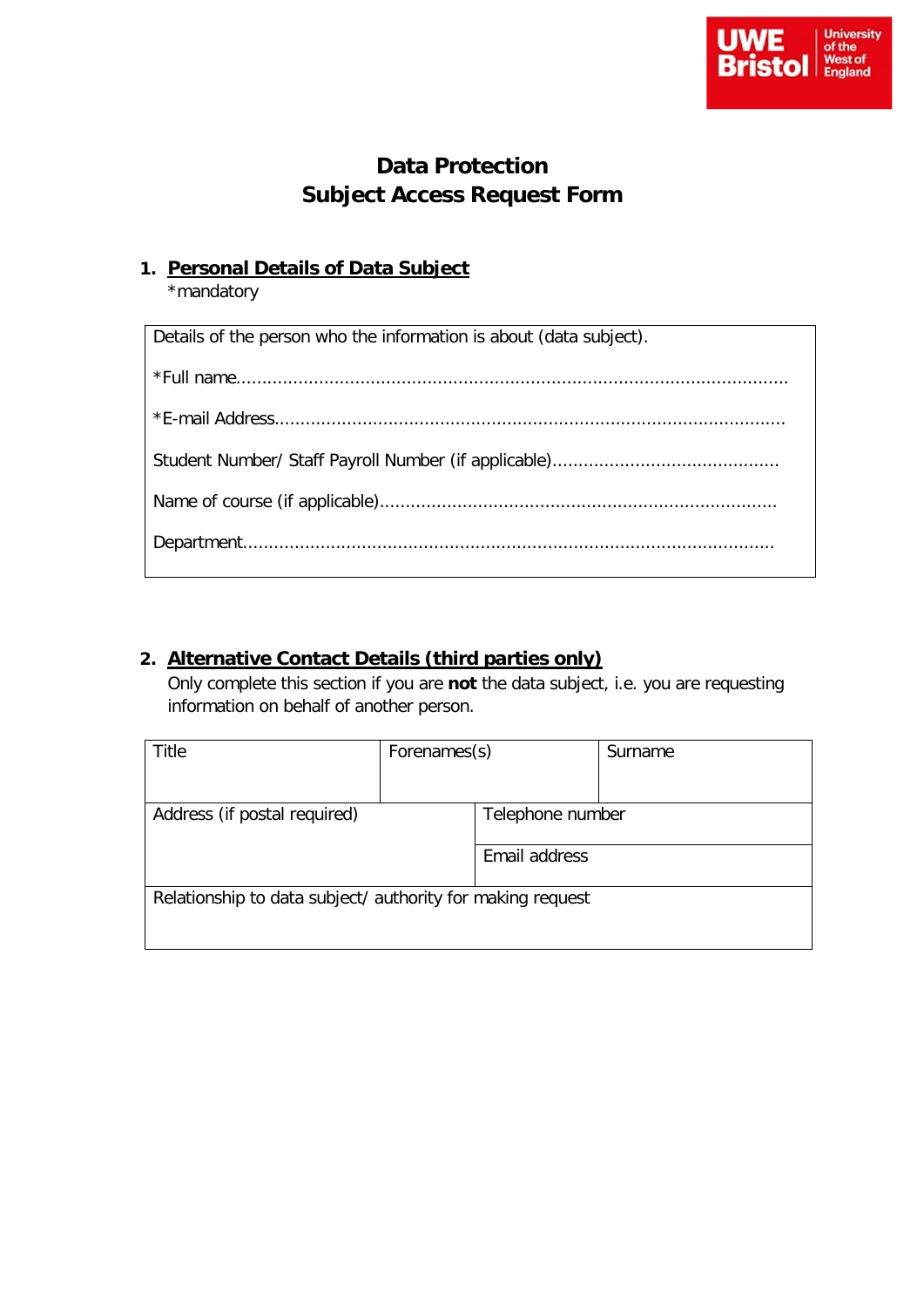# Data Protection
# Subject Access Request Form

## 1. Personal Details of Data Subject

*mandatory

Details of the person who the information is about (data subject).

*Full name.........................................................................................................

*E-mail Address.................................................................................................

Student Number/ Staff Payroll Number (if applicable)...........................................

Name of course (if applicable)...........................................................................

Department.......................................................................................................

## 2. Alternative Contact Details (third parties only)

Only complete this section if you are **not** the data subject, i.e. you are requesting information on behalf of another person.

| Title | Forenames(s) | Surname |
|---|---|---|
| Address (if postal required) | Telephone number | |
| | Email address | |
| Relationship to data subject/ authority for making request | | |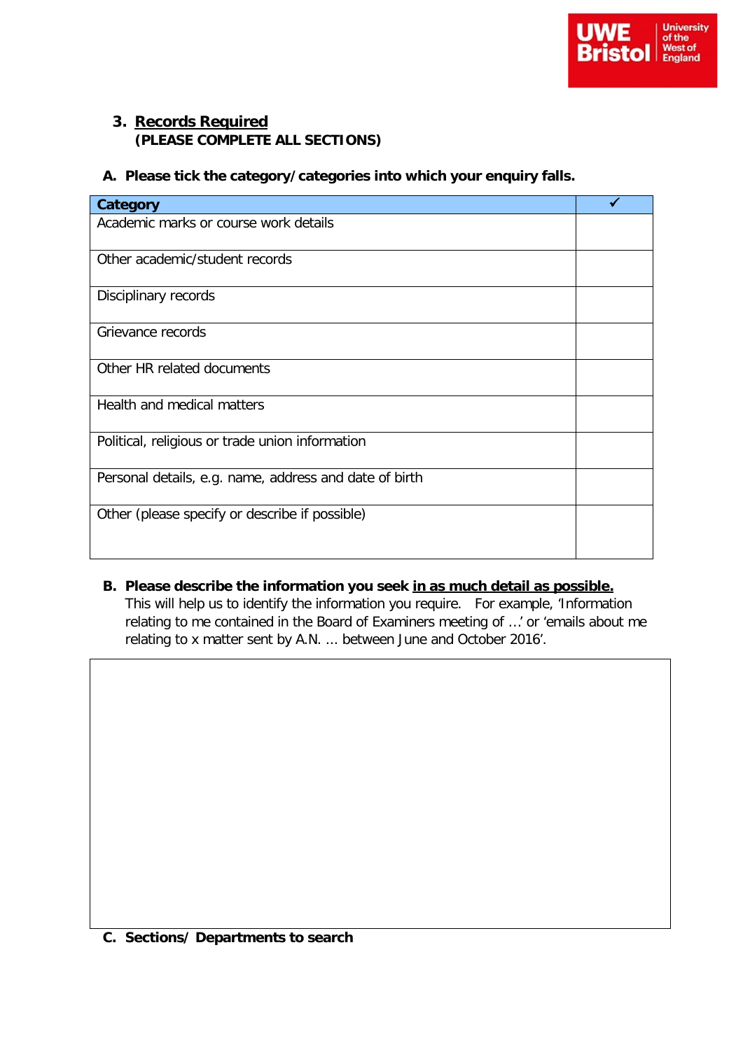## 3. Records Required

**(PLEASE COMPLETE ALL SECTIONS)**

**A. Please tick the category/categories into which your enquiry falls.**

| Category | ✓ |
|---|---|
| Academic marks or course work details | |
| Other academic/student records | |
| Disciplinary records | |
| Grievance records | |
| Other HR related documents | |
| Health and medical matters | |
| Political, religious or trade union information | |
| Personal details, e.g. name, address and date of birth | |
| Other (please specify or describe if possible) | |

**B. Please describe the information you seek in as much detail as possible.**

This will help us to identify the information you require. For example, 'Information relating to me contained in the Board of Examiners meeting of …' or 'emails about me relating to x matter sent by A.N. ... between June and October 2016'.

**C. Sections/ Departments to search**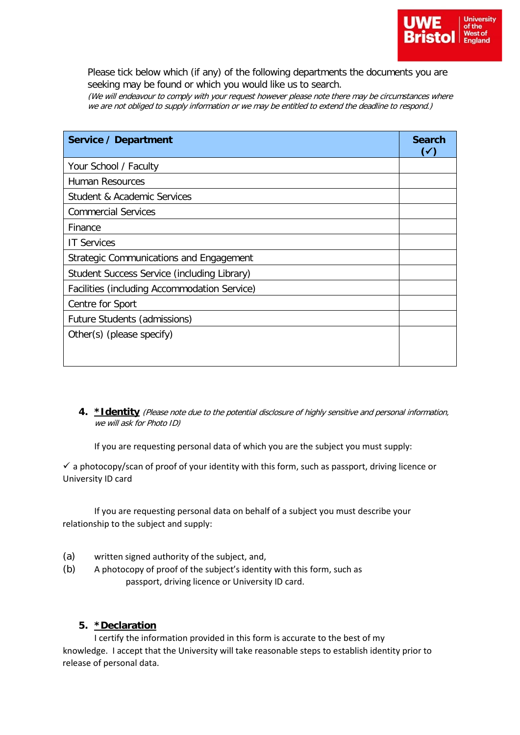Please tick below which (if any) of the following departments the documents you are seeking may be found or which you would like us to search.
*(We will endeavour to comply with your request however please note there may be circumstances where we are not obliged to supply information or we may be entitled to extend the deadline to respond.)*

| **Service / Department** | **Search (✓)** |
|---|---|
| Your School / Faculty | |
| Human Resources | |
| Student & Academic Services | |
| Commercial Services | |
| Finance | |
| IT Services | |
| Strategic Communications and Engagement | |
| Student Success Service (including Library) | |
| Facilities (including Accommodation Service) | |
| Centre for Sport | |
| Future Students (admissions) | |
| Other(s) (please specify) | |

**4. *Identity** *(Please note due to the potential disclosure of highly sensitive and personal information, we will ask for Photo ID)*

If you are requesting personal data of which you are the subject you must supply:

✓ a photocopy/scan of proof of your identity with this form, such as passport, driving licence or University ID card

If you are requesting personal data on behalf of a subject you must describe your relationship to the subject and supply:

(a) written signed authority of the subject, and,
(b) A photocopy of proof of the subject's identity with this form, such as passport, driving licence or University ID card.

**5. *Declaration**

I certify the information provided in this form is accurate to the best of my knowledge. I accept that the University will take reasonable steps to establish identity prior to release of personal data.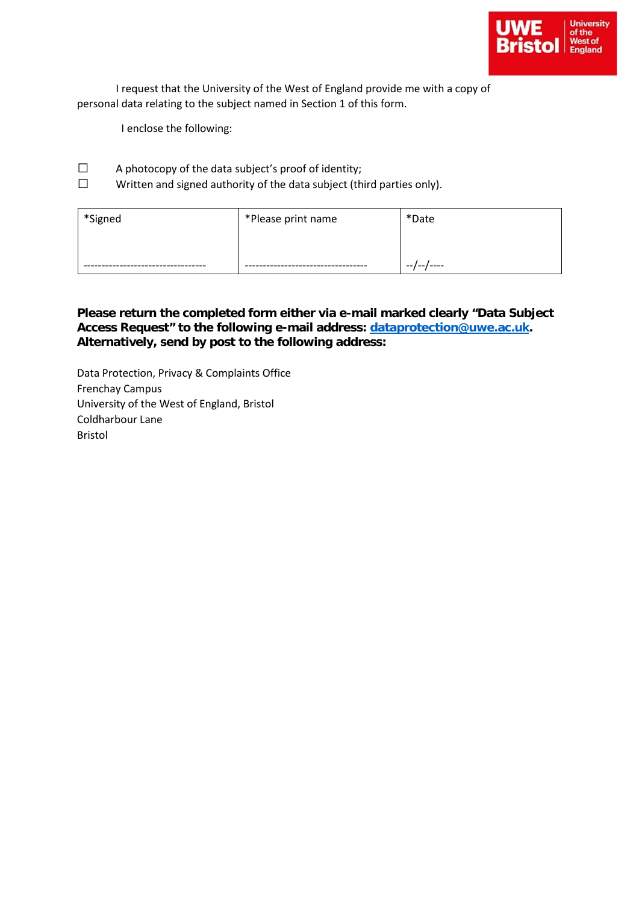I request that the University of the West of England provide me with a copy of personal data relating to the subject named in Section 1 of this form.

I enclose the following:

☐ A photocopy of the data subject's proof of identity;

☐ Written and signed authority of the data subject (third parties only).

| *Signed | *Please print name | *Date |
|---|---|---|
| ----------------------------------- | ----------------------------------- | --/--/---- |

**Please return the completed form either via e-mail marked clearly "Data Subject Access Request" to the following e-mail address: dataprotection@uwe.ac.uk. Alternatively, send by post to the following address:**

Data Protection, Privacy & Complaints Office
Frenchay Campus
University of the West of England, Bristol
Coldharbour Lane
Bristol